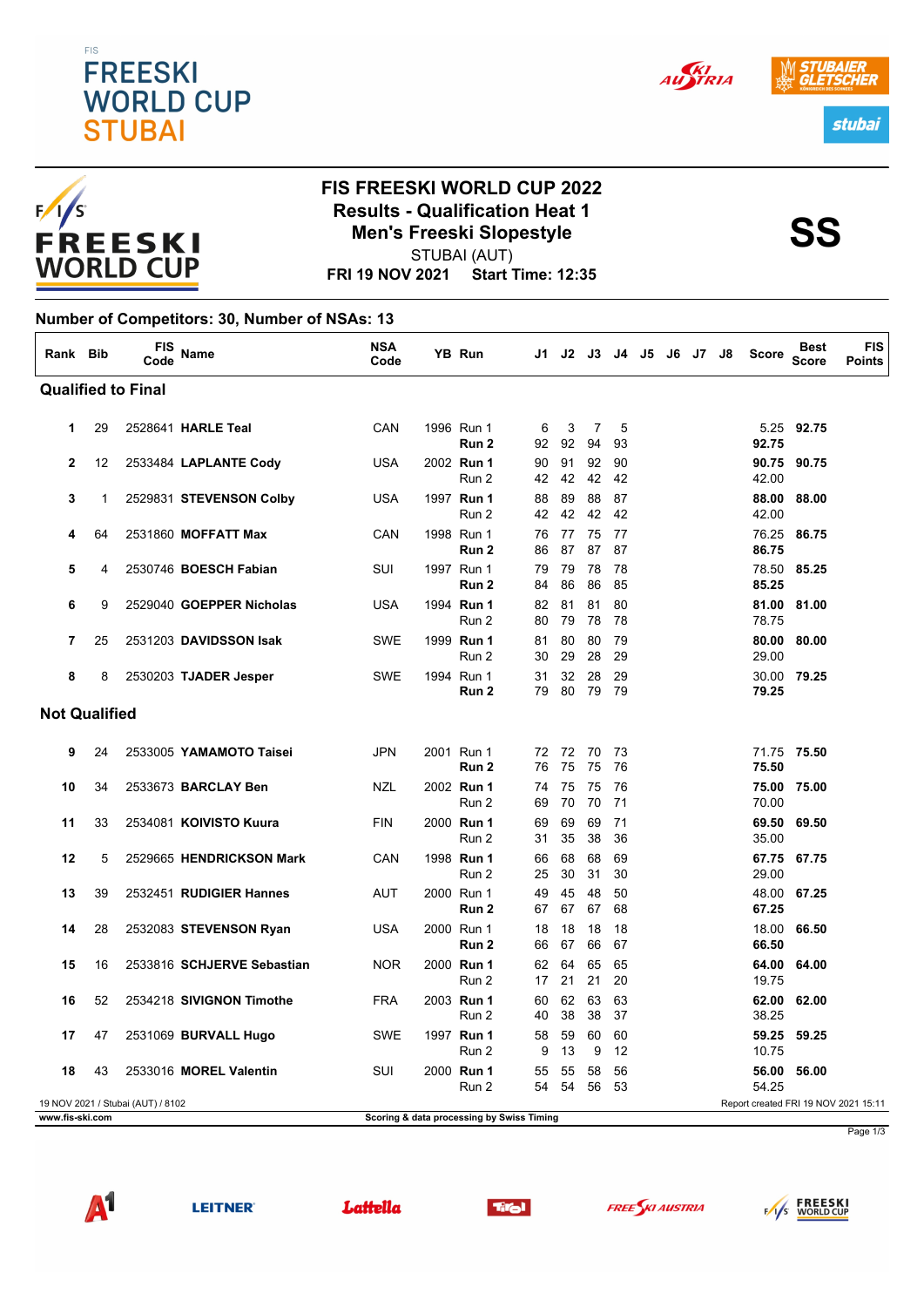FIS

# FREESKI WORLD CUP STUBAI

## FIS FREESKI WORLD CUP 2022
## Results - Qualification Heat 1
## Men's Freeski Slopestyle

STUBAI (AUT)

**FRI 19 NOV 2021 Start Time: 12:35**

**SS**

**Number of Competitors: 30, Number of NSAs: 13**

| Rank | Bib | FIS Code | Name | NSA Code | YB | Run | J1 | J2 | J3 | J4 | J5 | J6 | J7 | J8 | Score | Best Score | FIS Points |
|---|---|---|---|---|---|---|---|---|---|---|---|---|---|---|---|---|---|
| **Qualified to Final** | | | | | | | | | | | | | | | | | |
| 1 | 29 | 2528641 | **HARLE Teal** | CAN | 1996 | Run 1 | 6 | 3 | 7 | 5 | | | | | 5.25 | **92.75** | |
| | | | | | | **Run 2** | 92 | 92 | 94 | 93 | | | | | **92.75** | | |
| 2 | 12 | 2533484 | **LAPLANTE Cody** | USA | 2002 | **Run 1** | 90 | 91 | 92 | 90 | | | | | **90.75** | **90.75** | |
| | | | | | | Run 2 | 42 | 42 | 42 | 42 | | | | | 42.00 | | |
| 3 | 1 | 2529831 | **STEVENSON Colby** | USA | 1997 | **Run 1** | 88 | 89 | 88 | 87 | | | | | **88.00** | **88.00** | |
| | | | | | | Run 2 | 42 | 42 | 42 | 42 | | | | | 42.00 | | |
| 4 | 64 | 2531860 | **MOFFATT Max** | CAN | 1998 | Run 1 | 76 | 77 | 75 | 77 | | | | | 76.25 | **86.75** | |
| | | | | | | **Run 2** | 86 | 87 | 87 | 87 | | | | | **86.75** | | |
| 5 | 4 | 2530746 | **BOESCH Fabian** | SUI | 1997 | Run 1 | 79 | 79 | 78 | 78 | | | | | 78.50 | **85.25** | |
| | | | | | | **Run 2** | 84 | 86 | 86 | 85 | | | | | **85.25** | | |
| 6 | 9 | 2529040 | **GOEPPER Nicholas** | USA | 1994 | **Run 1** | 82 | 81 | 81 | 80 | | | | | **81.00** | **81.00** | |
| | | | | | | Run 2 | 80 | 79 | 78 | 78 | | | | | 78.75 | | |
| 7 | 25 | 2531203 | **DAVIDSSON Isak** | SWE | 1999 | **Run 1** | 81 | 80 | 80 | 79 | | | | | **80.00** | **80.00** | |
| | | | | | | Run 2 | 30 | 29 | 28 | 29 | | | | | 29.00 | | |
| 8 | 8 | 2530203 | **TJADER Jesper** | SWE | 1994 | Run 1 | 31 | 32 | 28 | 29 | | | | | 30.00 | **79.25** | |
| | | | | | | **Run 2** | 79 | 80 | 79 | 79 | | | | | **79.25** | | |
| **Not Qualified** | | | | | | | | | | | | | | | | | |
| 9 | 24 | 2533005 | **YAMAMOTO Taisei** | JPN | 2001 | Run 1 | 72 | 72 | 70 | 73 | | | | | 71.75 | **75.50** | |
| | | | | | | **Run 2** | 76 | 75 | 75 | 76 | | | | | **75.50** | | |
| 10 | 34 | 2533673 | **BARCLAY Ben** | NZL | 2002 | **Run 1** | 74 | 75 | 75 | 76 | | | | | **75.00** | **75.00** | |
| | | | | | | Run 2 | 69 | 70 | 70 | 71 | | | | | 70.00 | | |
| 11 | 33 | 2534081 | **KOIVISTO Kuura** | FIN | 2000 | **Run 1** | 69 | 69 | 69 | 71 | | | | | **69.50** | **69.50** | |
| | | | | | | Run 2 | 31 | 35 | 38 | 36 | | | | | 35.00 | | |
| 12 | 5 | 2529665 | **HENDRICKSON Mark** | CAN | 1998 | **Run 1** | 66 | 68 | 68 | 69 | | | | | **67.75** | **67.75** | |
| | | | | | | Run 2 | 25 | 30 | 31 | 30 | | | | | 29.00 | | |
| 13 | 39 | 2532451 | **RUDIGIER Hannes** | AUT | 2000 | Run 1 | 49 | 45 | 48 | 50 | | | | | 48.00 | **67.25** | |
| | | | | | | **Run 2** | 67 | 67 | 67 | 68 | | | | | **67.25** | | |
| 14 | 28 | 2532083 | **STEVENSON Ryan** | USA | 2000 | Run 1 | 18 | 18 | 18 | 18 | | | | | 18.00 | **66.50** | |
| | | | | | | **Run 2** | 66 | 67 | 66 | 67 | | | | | **66.50** | | |
| 15 | 16 | 2533816 | **SCHJERVE Sebastian** | NOR | 2000 | **Run 1** | 62 | 64 | 65 | 65 | | | | | **64.00** | **64.00** | |
| | | | | | | Run 2 | 17 | 21 | 21 | 20 | | | | | 19.75 | | |
| 16 | 52 | 2534218 | **SIVIGNON Timothe** | FRA | 2003 | **Run 1** | 60 | 62 | 63 | 63 | | | | | **62.00** | **62.00** | |
| | | | | | | Run 2 | 40 | 38 | 38 | 37 | | | | | 38.25 | | |
| 17 | 47 | 2531069 | **BURVALL Hugo** | SWE | 1997 | **Run 1** | 58 | 59 | 60 | 60 | | | | | **59.25** | **59.25** | |
| | | | | | | Run 2 | 9 | 13 | 9 | 12 | | | | | 10.75 | | |
| 18 | 43 | 2533016 | **MOREL Valentin** | SUI | 2000 | **Run 1** | 55 | 55 | 58 | 56 | | | | | **56.00** | **56.00** | |
| | | | | | | Run 2 | 54 | 54 | 56 | 53 | | | | | 54.25 | | |

19 NOV 2021 / Stubai (AUT) / 8102

Report created FRI 19 NOV 2021 15:11

www.fis-ski.com

Scoring & data processing by Swiss Timing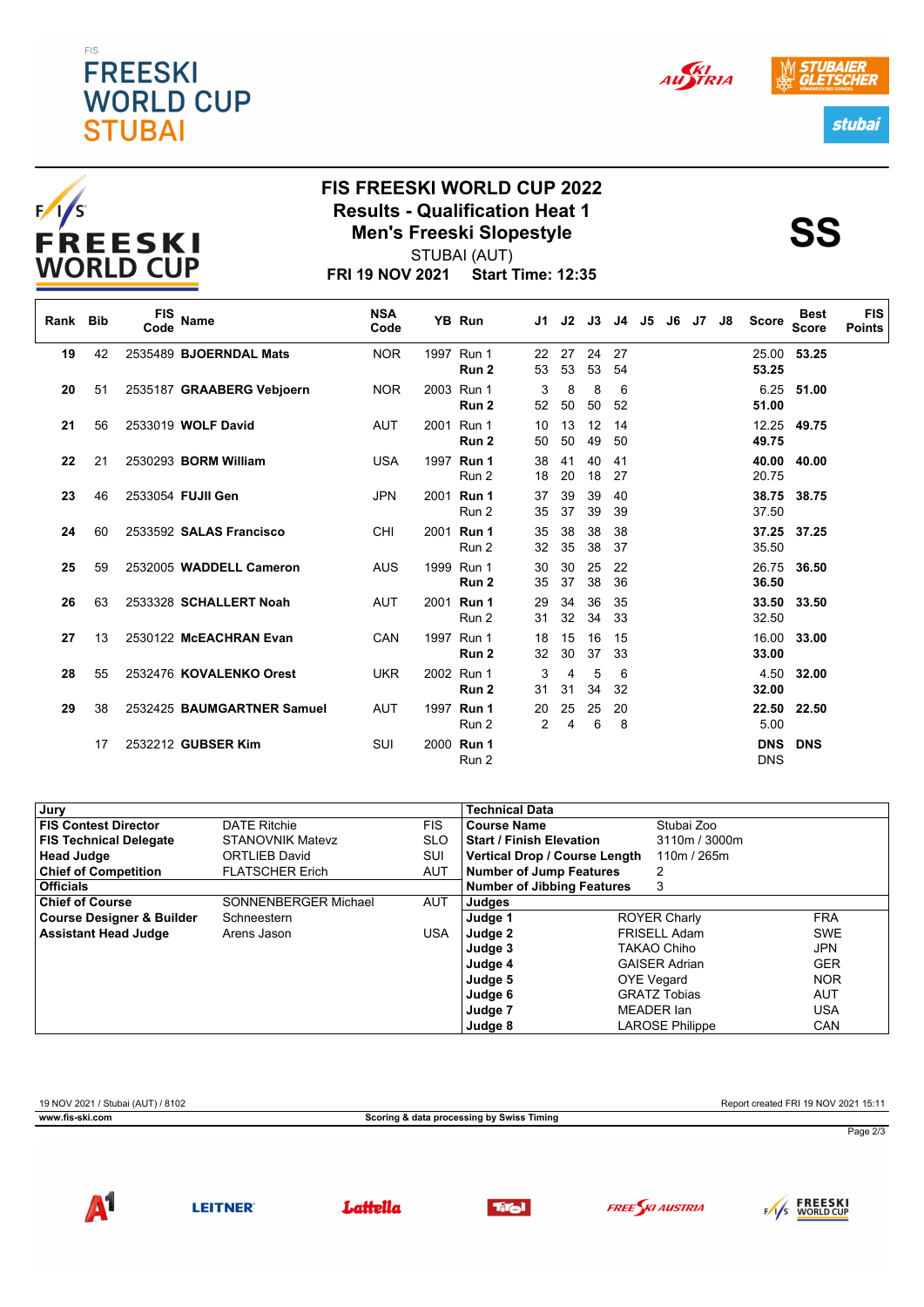# FIS FREESKI WORLD CUP 2022

## Results - Qualification Heat 1

## Men's Freeski Slopestyle

STUBAI (AUT)

**FRI 19 NOV 2021 Start Time: 12:35**

**SS**

| Rank | Bib | FIS Code | Name | NSA Code | YB | Run | J1 | J2 | J3 | J4 | J5 | J6 | J7 | J8 | Score | Best Score | FIS Points |
|---|---|---|---|---|---|---|---|---|---|---|---|---|---|---|---|---|---|
| 19 | 42 | 2535489 | **BJOERNDAL Mats** | NOR | 1997 | Run 1 | 22 | 27 | 24 | 27 | | | | | 25.00 | **53.25** | |
| | | | | | | **Run 2** | 53 | 53 | 53 | 54 | | | | | **53.25** | | |
| 20 | 51 | 2535187 | **GRAABERG Vebjoern** | NOR | 2003 | Run 1 | 3 | 8 | 8 | 6 | | | | | 6.25 | **51.00** | |
| | | | | | | **Run 2** | 52 | 50 | 50 | 52 | | | | | **51.00** | | |
| 21 | 56 | 2533019 | **WOLF David** | AUT | 2001 | Run 1 | 10 | 13 | 12 | 14 | | | | | 12.25 | **49.75** | |
| | | | | | | **Run 2** | 50 | 50 | 49 | 50 | | | | | **49.75** | | |
| 22 | 21 | 2530293 | **BORM William** | USA | 1997 | **Run 1** | 38 | 41 | 40 | 41 | | | | | **40.00** | **40.00** | |
| | | | | | | Run 2 | 18 | 20 | 18 | 27 | | | | | 20.75 | | |
| 23 | 46 | 2533054 | **FUJII Gen** | JPN | 2001 | **Run 1** | 37 | 39 | 39 | 40 | | | | | **38.75** | **38.75** | |
| | | | | | | Run 2 | 35 | 37 | 39 | 39 | | | | | 37.50 | | |
| 24 | 60 | 2533592 | **SALAS Francisco** | CHI | 2001 | **Run 1** | 35 | 38 | 38 | 38 | | | | | **37.25** | **37.25** | |
| | | | | | | Run 2 | 32 | 35 | 38 | 37 | | | | | 35.50 | | |
| 25 | 59 | 2532005 | **WADDELL Cameron** | AUS | 1999 | Run 1 | 30 | 30 | 25 | 22 | | | | | 26.75 | **36.50** | |
| | | | | | | **Run 2** | 35 | 37 | 38 | 36 | | | | | **36.50** | | |
| 26 | 63 | 2533328 | **SCHALLERT Noah** | AUT | 2001 | **Run 1** | 29 | 34 | 36 | 35 | | | | | **33.50** | **33.50** | |
| | | | | | | Run 2 | 31 | 32 | 34 | 33 | | | | | 32.50 | | |
| 27 | 13 | 2530122 | **McEACHRAN Evan** | CAN | 1997 | Run 1 | 18 | 15 | 16 | 15 | | | | | 16.00 | **33.00** | |
| | | | | | | **Run 2** | 32 | 30 | 37 | 33 | | | | | **33.00** | | |
| 28 | 55 | 2532476 | **KOVALENKO Orest** | UKR | 2002 | Run 1 | 3 | 4 | 5 | 6 | | | | | 4.50 | **32.00** | |
| | | | | | | **Run 2** | 31 | 31 | 34 | 32 | | | | | **32.00** | | |
| 29 | 38 | 2532425 | **BAUMGARTNER Samuel** | AUT | 1997 | **Run 1** | 20 | 25 | 25 | 20 | | | | | **22.50** | **22.50** | |
| | | | | | | Run 2 | 2 | 4 | 6 | 8 | | | | | 5.00 | | |
| | 17 | 2532212 | **GUBSER Kim** | SUI | 2000 | **Run 1** | | | | | | | | | **DNS** | **DNS** | |
| | | | | | | Run 2 | | | | | | | | | DNS | | |

| Jury | | |
|---|---|---|
| **FIS Contest Director** | DATE Ritchie | FIS |
| **FIS Technical Delegate** | STANOVNIK Matevz | SLO |
| **Head Judge** | ORTLIEB David | SUI |
| **Chief of Competition** | FLATSCHER Erich | AUT |
| **Officials** | | |
| **Chief of Course** | SONNENBERGER Michael | AUT |
| **Course Designer & Builder** | Schneestern | |
| **Assistant Head Judge** | Arens Jason | USA |

| Technical Data | |
|---|---|
| **Course Name** | Stubai Zoo |
| **Start / Finish Elevation** | 3110m / 3000m |
| **Vertical Drop / Course Length** | 110m / 265m |
| **Number of Jump Features** | 2 |
| **Number of Jibbing Features** | 3 |

| Judges | | |
|---|---|---|
| **Judge 1** | ROYER Charly | FRA |
| **Judge 2** | FRISELL Adam | SWE |
| **Judge 3** | TAKAO Chiho | JPN |
| **Judge 4** | GAISER Adrian | GER |
| **Judge 5** | OYE Vegard | NOR |
| **Judge 6** | GRATZ Tobias | AUT |
| **Judge 7** | MEADER Ian | USA |
| **Judge 8** | LAROSE Philippe | CAN |

19 NOV 2021 / Stubai (AUT) / 8102 — Report created FRI 19 NOV 2021 15:11

**Scoring & data processing by Swiss Timing**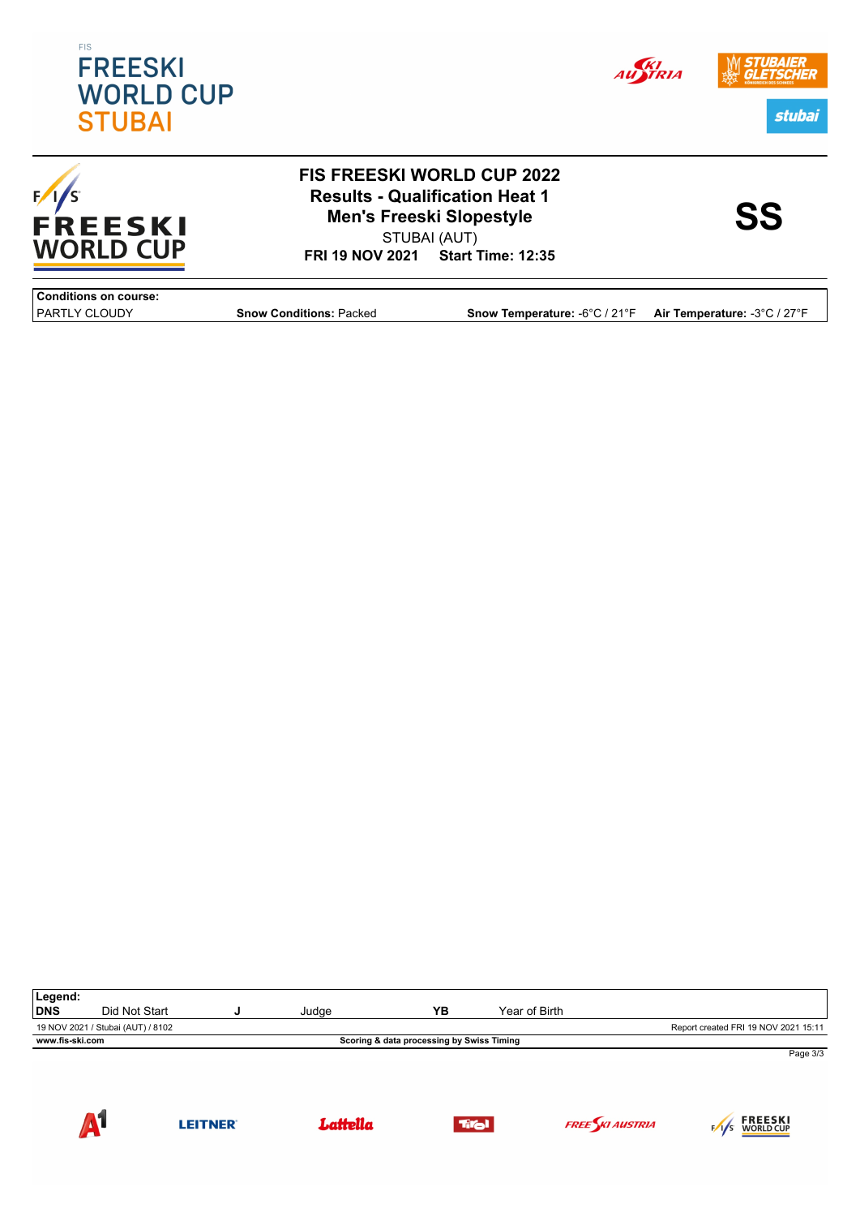FIS
# FREESKI WORLD CUP STUBAI

## FIS FREESKI WORLD CUP 2022
### Results - Qualification Heat 1
### Men's Freeski Slopestyle

STUBAI (AUT)

**FRI 19 NOV 2021 Start Time: 12:35**

**SS**

| | | | |
|---|---|---|---|
| **Conditions on course:** PARTLY CLOUDY | **Snow Conditions:** Packed | **Snow Temperature:** -6°C / 21°F | **Air Temperature:** -3°C / 27°F |

**Legend:**

| | | | | | |
|---|---|---|---|---|---|
| **DNS** | Did Not Start | **J** | Judge | **YB** | Year of Birth |

19 NOV 2021 / Stubai (AUT) / 8102

Report created FRI 19 NOV 2021 15:11

www.fis-ski.com

Scoring & data processing by Swiss Timing